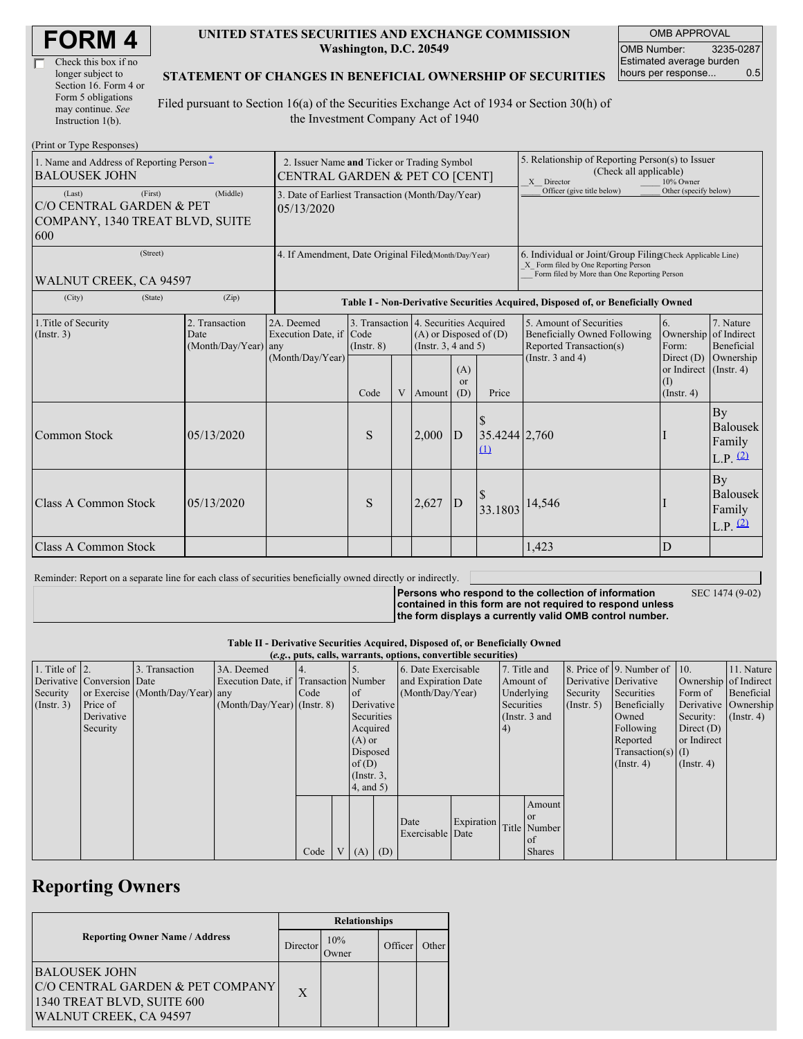# FORM 4

☐ Check this box if no longer subject to Section 16. Form 4 or Form 5 obligations may continue. *See* Instruction 1(b).

**UNITED STATES SECURITIES AND EXCHANGE COMMISSION**
**Washington, D.C. 20549**

**STATEMENT OF CHANGES IN BENEFICIAL OWNERSHIP OF SECURITIES**

Filed pursuant to Section 16(a) of the Securities Exchange Act of 1934 or Section 30(h) of the Investment Company Act of 1940

| OMB APPROVAL | |
|---|---|
| OMB Number: | 3235-0287 |
| Estimated average burden hours per response... | 0.5 |

(Print or Type Responses)

| 1. Name and Address of Reporting Person* | 2. Issuer Name and Ticker or Trading Symbol | 5. Relationship of Reporting Person(s) to Issuer (Check all applicable) |
|---|---|---|
| BALOUSEK JOHN | CENTRAL GARDEN & PET CO [CENT] | _X_ Director ___ 10% Owner ___ Officer (give title below) ___ Other (specify below) |
| (Last) (First) (Middle) C/O CENTRAL GARDEN & PET COMPANY, 1340 TREAT BLVD, SUITE 600 | 3. Date of Earliest Transaction (Month/Day/Year) 05/13/2020 | |
| (Street) WALNUT CREEK, CA 94597 | 4. If Amendment, Date Original Filed (Month/Day/Year) | 6. Individual or Joint/Group Filing (Check Applicable Line) _X_ Form filed by One Reporting Person ___ Form filed by More than One Reporting Person |
| (City) (State) (Zip) | | |

**Table I - Non-Derivative Securities Acquired, Disposed of, or Beneficially Owned**

| 1.Title of Security (Instr. 3) | 2. Transaction Date (Month/Day/Year) | 2A. Deemed Execution Date, if any (Month/Day/Year) | 3. Transaction Code (Instr. 8) Code | V | 4. Securities Acquired (A) or Disposed of (D) (Instr. 3, 4 and 5) Amount | (A) or (D) | Price | 5. Amount of Securities Beneficially Owned Following Reported Transaction(s) (Instr. 3 and 4) | 6. Ownership Form: Direct (D) or Indirect (I) (Instr. 4) | 7. Nature of Indirect Beneficial Ownership (Instr. 4) |
|---|---|---|---|---|---|---|---|---|---|---|
| Common Stock | 05/13/2020 | | S | | 2,000 | D | $ 35.4244 (1) | 2,760 | I | By Balousek Family L.P. (2) |
| Class A Common Stock | 05/13/2020 | | S | | 2,627 | D | $ 33.1803 | 14,546 | I | By Balousek Family L.P. (2) |
| Class A Common Stock | | | | | | | | 1,423 | D | |

Reminder: Report on a separate line for each class of securities beneficially owned directly or indirectly.

**Persons who respond to the collection of information contained in this form are not required to respond unless the form displays a currently valid OMB control number.** SEC 1474 (9-02)

**Table II - Derivative Securities Acquired, Disposed of, or Beneficially Owned**
**(*e.g.*, puts, calls, warrants, options, convertible securities)**

| 1. Title of Derivative Security (Instr. 3) | 2. Conversion or Exercise Price of Derivative Security | 3. Transaction Date (Month/Day/Year) | 3A. Deemed Execution Date, if any (Month/Day/Year) | 4. Transaction Code (Instr. 8) Code | V | 5. Number of Derivative Securities Acquired (A) or Disposed of (D) (Instr. 3, 4, and 5) (A) | (D) | 6. Date Exercisable and Expiration Date (Month/Day/Year) Date Exercisable | Expiration Date | 7. Title and Amount of Underlying Securities (Instr. 3 and 4) Title | Amount or Number of Shares | 8. Price of Derivative Security (Instr. 5) | 9. Number of Derivative Securities Beneficially Owned Following Reported Transaction(s) (Instr. 4) | 10. Ownership Form of Derivative Security: Direct (D) or Indirect (I) (Instr. 4) | 11. Nature of Indirect Beneficial Ownership (Instr. 4) |
|---|---|---|---|---|---|---|---|---|---|---|---|---|---|---|---|

## Reporting Owners

| Reporting Owner Name / Address | Relationships: Director | 10% Owner | Officer | Other |
|---|---|---|---|---|
| BALOUSEK JOHN C/O CENTRAL GARDEN & PET COMPANY 1340 TREAT BLVD, SUITE 600 WALNUT CREEK, CA 94597 | X | | | |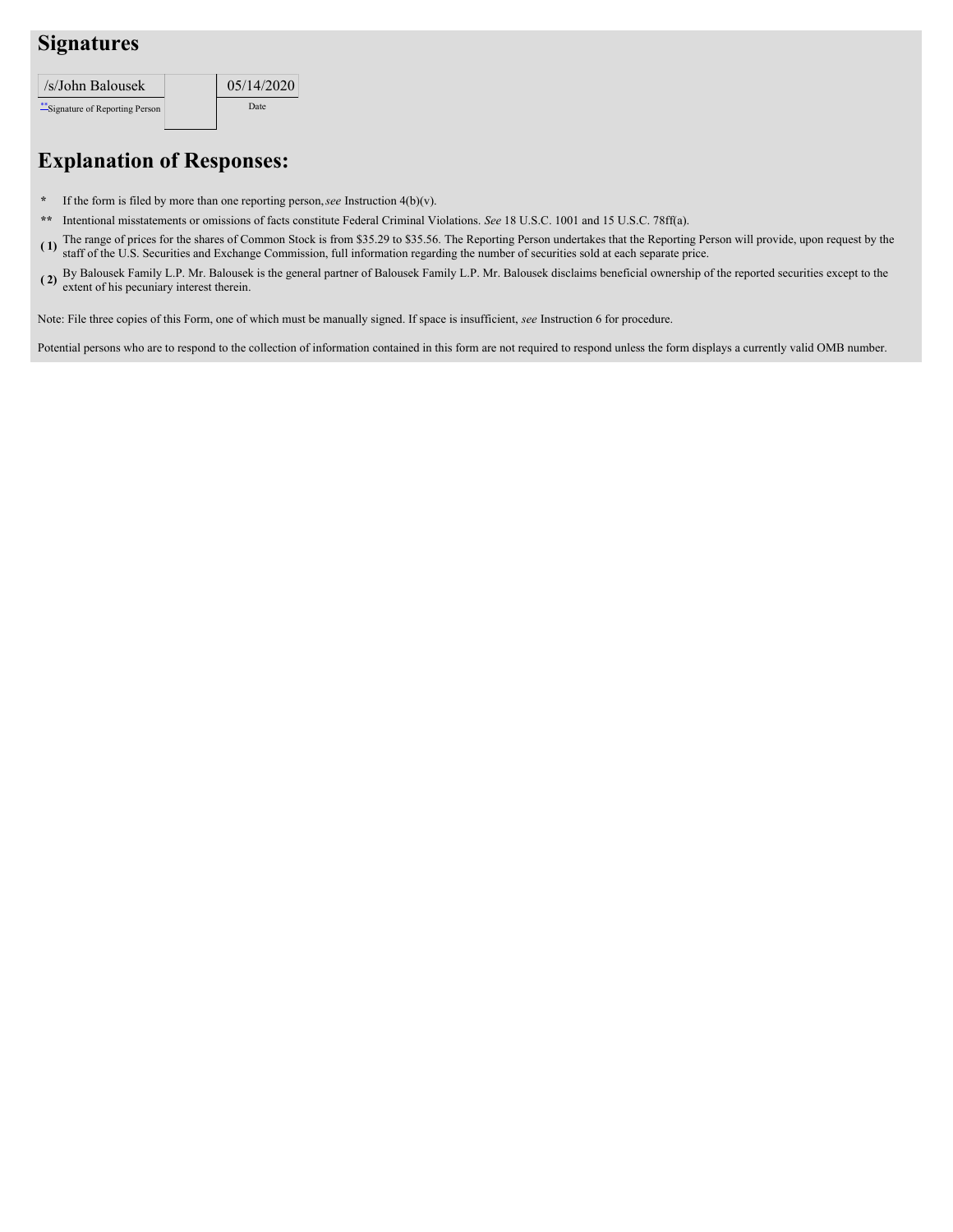## Signatures

| /s/John Balousek | | 05/14/2020 |
|---|---|---|
| ** Signature of Reporting Person | | Date |

## Explanation of Responses:

\* If the form is filed by more than one reporting person, *see* Instruction 4(b)(v).

** Intentional misstatements or omissions of facts constitute Federal Criminal Violations. *See* 18 U.S.C. 1001 and 15 U.S.C. 78ff(a).

( 1) The range of prices for the shares of Common Stock is from $35.29 to $35.56. The Reporting Person undertakes that the Reporting Person will provide, upon request by the staff of the U.S. Securities and Exchange Commission, full information regarding the number of securities sold at each separate price.

( 2) By Balousek Family L.P. Mr. Balousek is the general partner of Balousek Family L.P. Mr. Balousek disclaims beneficial ownership of the reported securities except to the extent of his pecuniary interest therein.

Note: File three copies of this Form, one of which must be manually signed. If space is insufficient, *see* Instruction 6 for procedure.

Potential persons who are to respond to the collection of information contained in this form are not required to respond unless the form displays a currently valid OMB number.